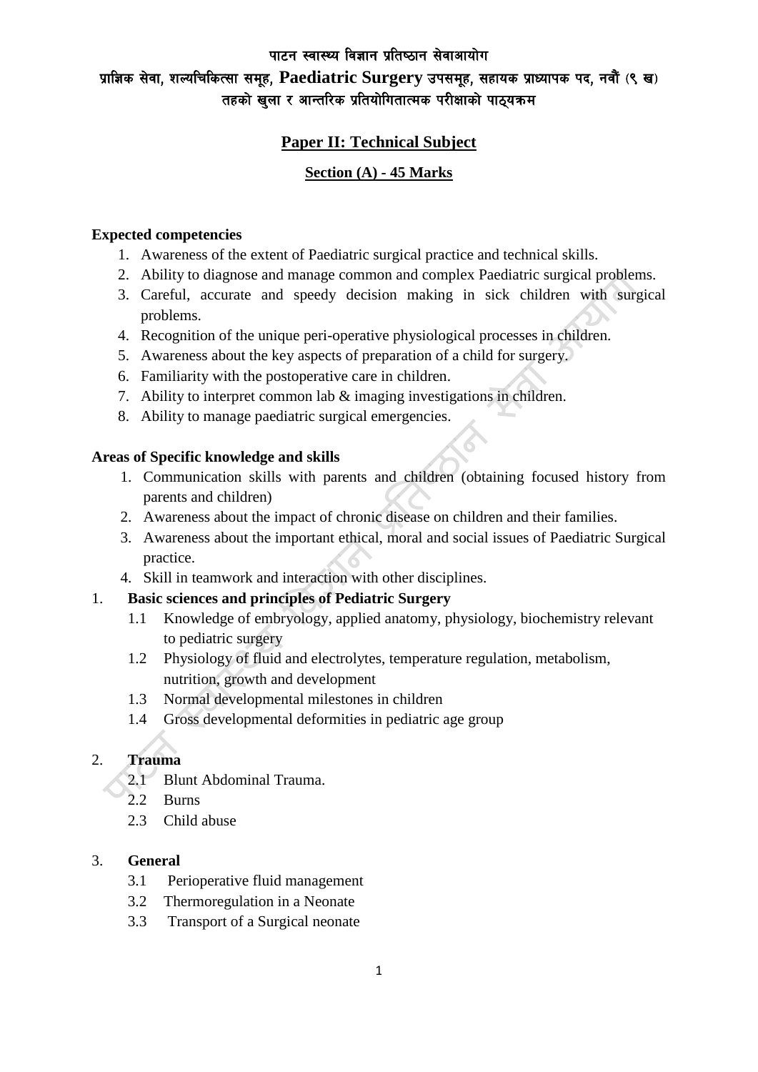**पाटन स्वास्थ्य विज्ञान प्रतिष्ठान सेवाआयोग**

**प्राज्ञिक सेवा, शल्यचिकित्सा समूह, Paediatric Surgery उपसमूह, सहायक प्राध्यापक पद, नवौं (९ ख) तहको खुला र आन्तरिक प्रतियोगितात्मक परीक्षाको पाठ्यक्रम**

## Paper II: Technical Subject

### Section (A) - 45 Marks

**Expected competencies**

1. Awareness of the extent of Paediatric surgical practice and technical skills.
2. Ability to diagnose and manage common and complex Paediatric surgical problems.
3. Careful, accurate and speedy decision making in sick children with surgical problems.
4. Recognition of the unique peri-operative physiological processes in children.
5. Awareness about the key aspects of preparation of a child for surgery.
6. Familiarity with the postoperative care in children.
7. Ability to interpret common lab & imaging investigations in children.
8. Ability to manage paediatric surgical emergencies.

**Areas of Specific knowledge and skills**

1. Communication skills with parents and children (obtaining focused history from parents and children)
2. Awareness about the impact of chronic disease on children and their families.
3. Awareness about the important ethical, moral and social issues of Paediatric Surgical practice.
4. Skill in teamwork and interaction with other disciplines.

1. **Basic sciences and principles of Pediatric Surgery**
   - 1.1 Knowledge of embryology, applied anatomy, physiology, biochemistry relevant to pediatric surgery
   - 1.2 Physiology of fluid and electrolytes, temperature regulation, metabolism, nutrition, growth and development
   - 1.3 Normal developmental milestones in children
   - 1.4 Gross developmental deformities in pediatric age group

2. **Trauma**
   - 2.1 Blunt Abdominal Trauma.
   - 2.2 Burns
   - 2.3 Child abuse

3. **General**
   - 3.1 Perioperative fluid management
   - 3.2 Thermoregulation in a Neonate
   - 3.3 Transport of a Surgical neonate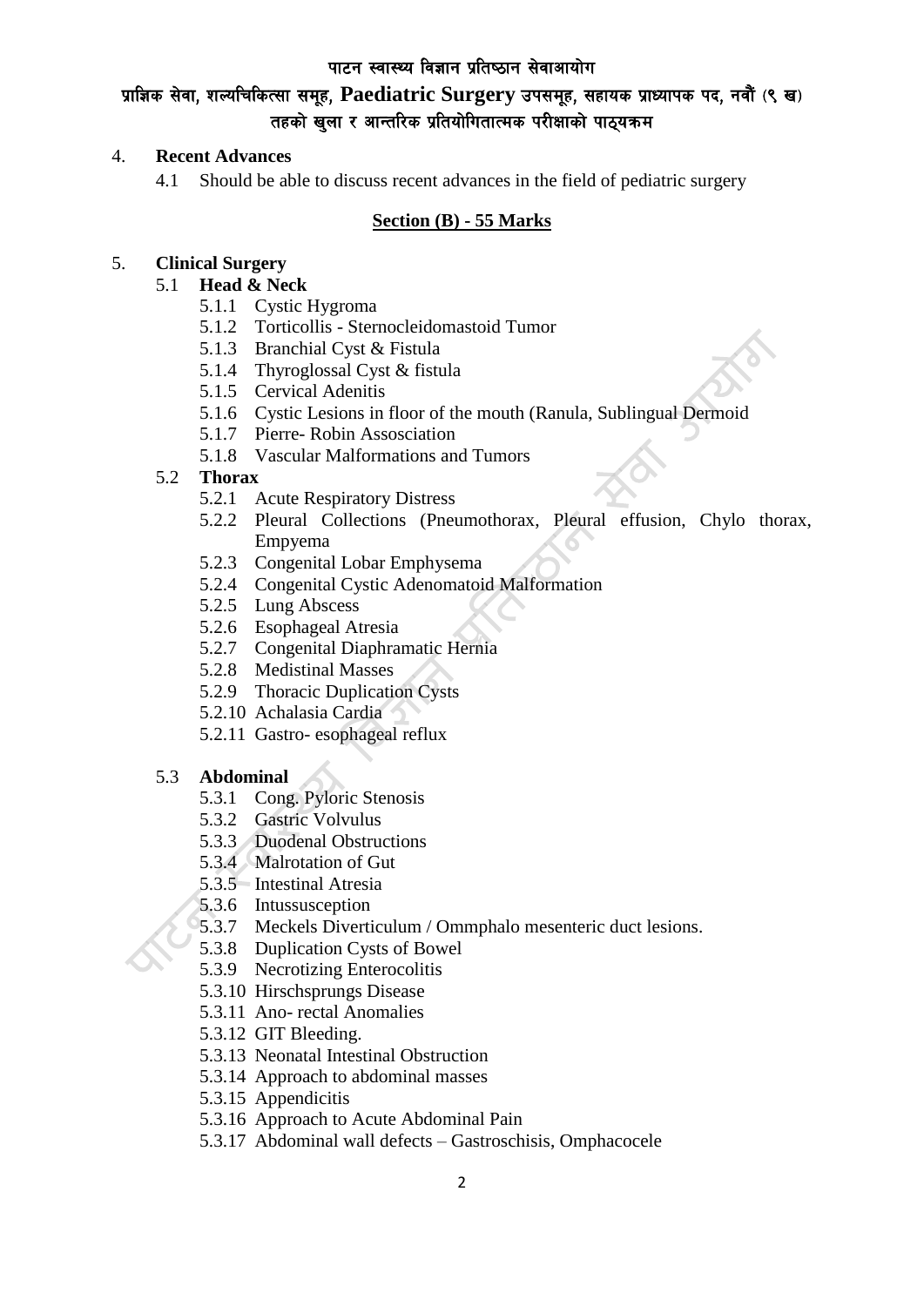4. **Recent Advances**

   4.1 Should be able to discuss recent advances in the field of pediatric surgery

## Section (B) - 55 Marks

5. **Clinical Surgery**

   5.1 **Head & Neck**

   - 5.1.1 Cystic Hygroma
   - 5.1.2 Torticollis - Sternocleidomastoid Tumor
   - 5.1.3 Branchial Cyst & Fistula
   - 5.1.4 Thyroglossal Cyst & fistula
   - 5.1.5 Cervical Adenitis
   - 5.1.6 Cystic Lesions in floor of the mouth (Ranula, Sublingual Dermoid
   - 5.1.7 Pierre- Robin Assosciation
   - 5.1.8 Vascular Malformations and Tumors

   5.2 **Thorax**

   - 5.2.1 Acute Respiratory Distress
   - 5.2.2 Pleural Collections (Pneumothorax, Pleural effusion, Chylo thorax, Empyema
   - 5.2.3 Congenital Lobar Emphysema
   - 5.2.4 Congenital Cystic Adenomatoid Malformation
   - 5.2.5 Lung Abscess
   - 5.2.6 Esophageal Atresia
   - 5.2.7 Congenital Diaphramatic Hernia
   - 5.2.8 Medistinal Masses
   - 5.2.9 Thoracic Duplication Cysts
   - 5.2.10 Achalasia Cardia
   - 5.2.11 Gastro- esophageal reflux

   5.3 **Abdominal**

   - 5.3.1 Cong. Pyloric Stenosis
   - 5.3.2 Gastric Volvulus
   - 5.3.3 Duodenal Obstructions
   - 5.3.4 Malrotation of Gut
   - 5.3.5 Intestinal Atresia
   - 5.3.6 Intussusception
   - 5.3.7 Meckels Diverticulum / Ommphalo mesenteric duct lesions.
   - 5.3.8 Duplication Cysts of Bowel
   - 5.3.9 Necrotizing Enterocolitis
   - 5.3.10 Hirschsprungs Disease
   - 5.3.11 Ano- rectal Anomalies
   - 5.3.12 GIT Bleeding.
   - 5.3.13 Neonatal Intestinal Obstruction
   - 5.3.14 Approach to abdominal masses
   - 5.3.15 Appendicitis
   - 5.3.16 Approach to Acute Abdominal Pain
   - 5.3.17 Abdominal wall defects – Gastroschisis, Omphacocele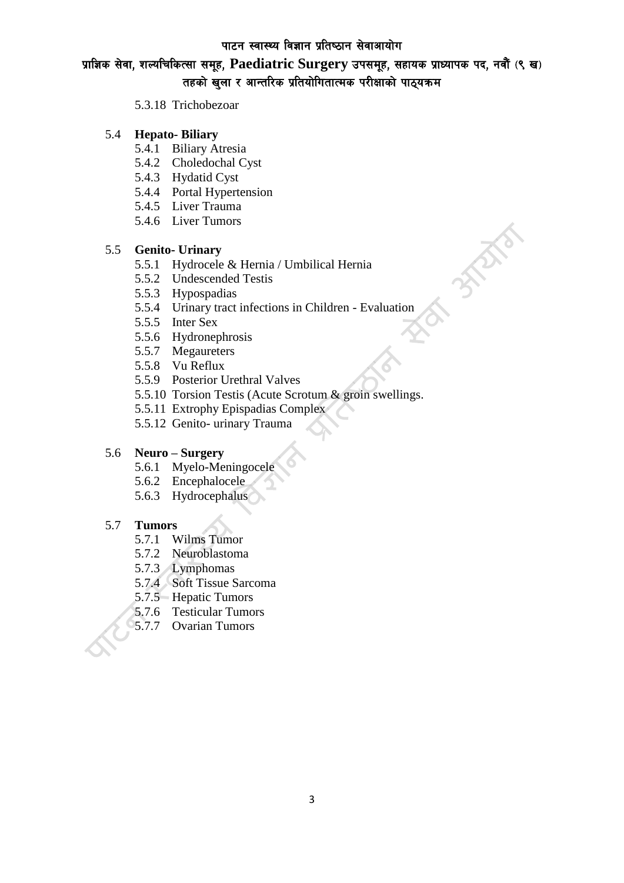5.3.18 Trichobezoar

5.4 **Hepato- Biliary**
- 5.4.1 Biliary Atresia
- 5.4.2 Choledochal Cyst
- 5.4.3 Hydatid Cyst
- 5.4.4 Portal Hypertension
- 5.4.5 Liver Trauma
- 5.4.6 Liver Tumors

5.5 **Genito- Urinary**
- 5.5.1 Hydrocele & Hernia / Umbilical Hernia
- 5.5.2 Undescended Testis
- 5.5.3 Hypospadias
- 5.5.4 Urinary tract infections in Children - Evaluation
- 5.5.5 Inter Sex
- 5.5.6 Hydronephrosis
- 5.5.7 Megaureters
- 5.5.8 Vu Reflux
- 5.5.9 Posterior Urethral Valves
- 5.5.10 Torsion Testis (Acute Scrotum & groin swellings.
- 5.5.11 Extrophy Epispadias Complex
- 5.5.12 Genito- urinary Trauma

5.6 **Neuro – Surgery**
- 5.6.1 Myelo-Meningocele
- 5.6.2 Encephalocele
- 5.6.3 Hydrocephalus

5.7 **Tumors**
- 5.7.1 Wilms Tumor
- 5.7.2 Neuroblastoma
- 5.7.3 Lymphomas
- 5.7.4 Soft Tissue Sarcoma
- 5.7.5 Hepatic Tumors
- 5.7.6 Testicular Tumors
- 5.7.7 Ovarian Tumors